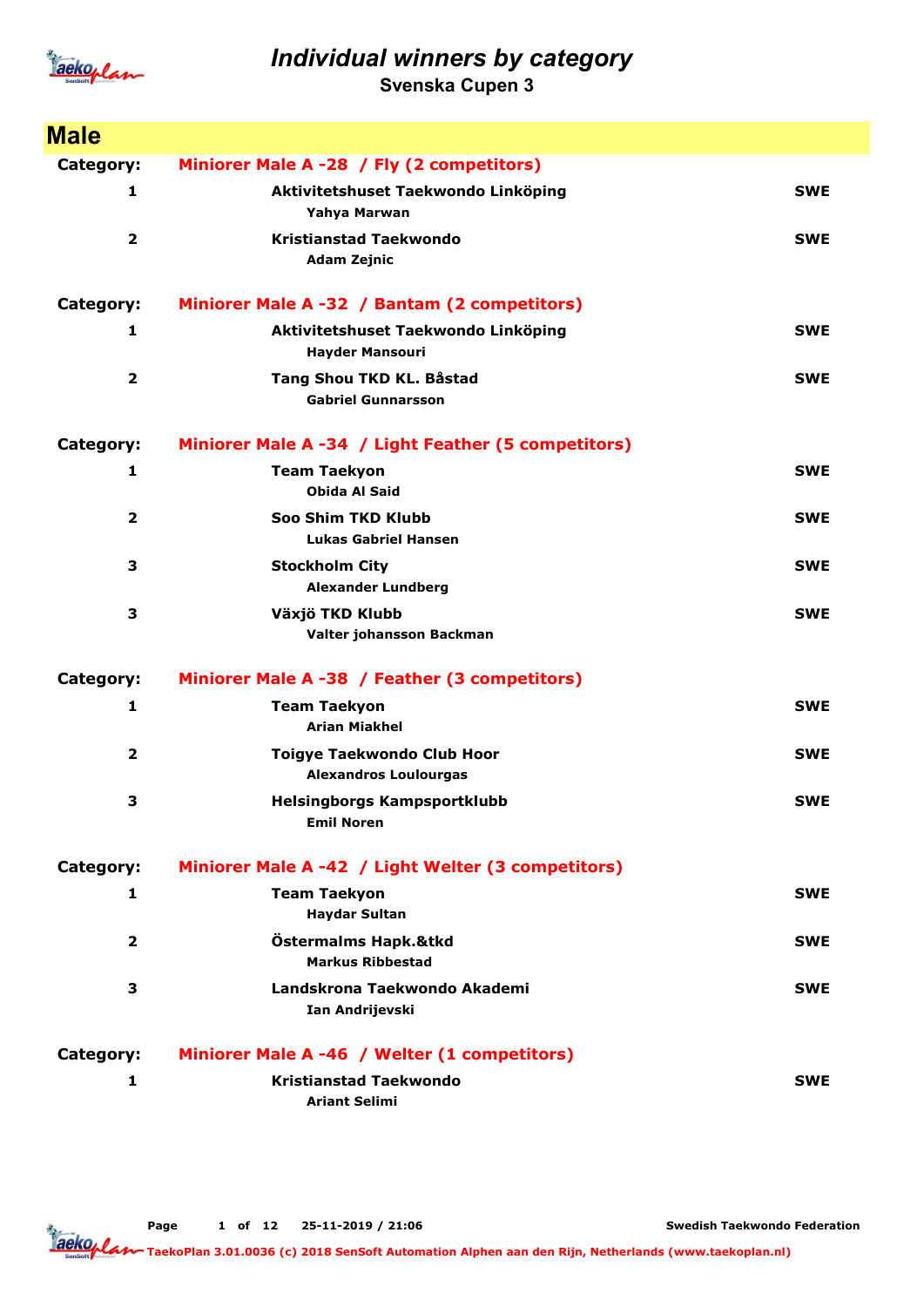# Individual winners by category

## Svenska Cupen 3

## Male

**Category:** Miniorer Male A -28 / Fly (2 competitors)

| Place | Club / Name | Country |
|---|---|---|
| 1 | **Aktivitetshuset Taekwondo Linköping**<br>Yahya Marwan | SWE |
| 2 | **Kristianstad Taekwondo**<br>Adam Zejnic | SWE |

**Category:** Miniorer Male A -32 / Bantam (2 competitors)

| Place | Club / Name | Country |
|---|---|---|
| 1 | **Aktivitetshuset Taekwondo Linköping**<br>Hayder Mansouri | SWE |
| 2 | **Tang Shou TKD KL. Båstad**<br>Gabriel Gunnarsson | SWE |

**Category:** Miniorer Male A -34 / Light Feather (5 competitors)

| Place | Club / Name | Country |
|---|---|---|
| 1 | **Team Taekyon**<br>Obida Al Said | SWE |
| 2 | **Soo Shim TKD Klubb**<br>Lukas Gabriel Hansen | SWE |
| 3 | **Stockholm City**<br>Alexander Lundberg | SWE |
| 3 | **Växjö TKD Klubb**<br>Valter johansson Backman | SWE |

**Category:** Miniorer Male A -38 / Feather (3 competitors)

| Place | Club / Name | Country |
|---|---|---|
| 1 | **Team Taekyon**<br>Arian Miakhel | SWE |
| 2 | **Toigye Taekwondo Club Hoor**<br>Alexandros Loulourgas | SWE |
| 3 | **Helsingborgs Kampsportklubb**<br>Emil Noren | SWE |

**Category:** Miniorer Male A -42 / Light Welter (3 competitors)

| Place | Club / Name | Country |
|---|---|---|
| 1 | **Team Taekyon**<br>Haydar Sultan | SWE |
| 2 | **Östermalms Hapk.&tkd**<br>Markus Ribbestad | SWE |
| 3 | **Landskrona Taekwondo Akademi**<br>Ian Andrijevski | SWE |

**Category:** Miniorer Male A -46 / Welter (1 competitors)

| Place | Club / Name | Country |
|---|---|---|
| 1 | **Kristianstad Taekwondo**<br>Ariant Selimi | SWE |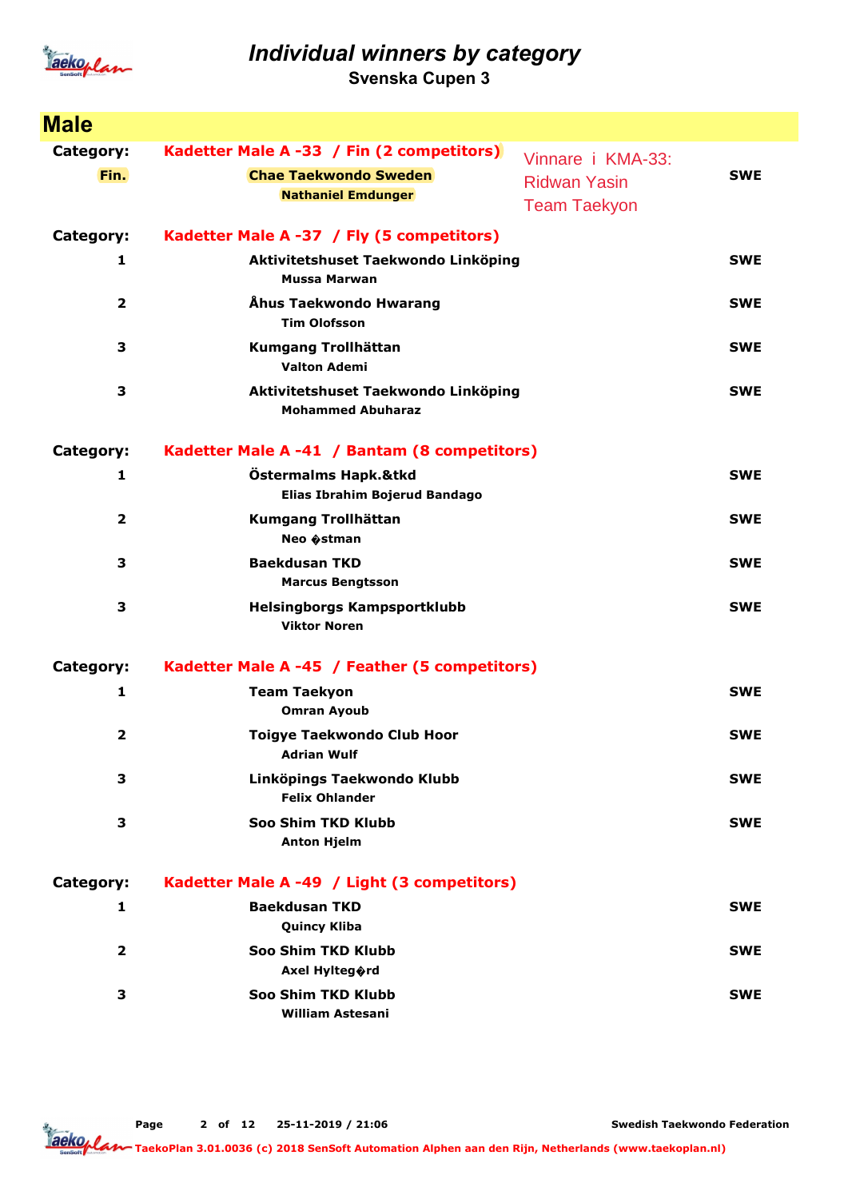# Individual winners by category

## Svenska Cupen 3

## Male

**Category:** Kadetter Male A -33 / Fin (2 competitors)

| Place | Club / Name | Country |
|---|---|---|
| Fin. | **Chae Taekwondo Sweden**<br>Nathaniel Emdunger | SWE |

Vinnare i KMA-33:
Ridwan Yasin
Team Taekyon

**Category:** Kadetter Male A -37 / Fly (5 competitors)

| Place | Club / Name | Country |
|---|---|---|
| 1 | **Aktivitetshuset Taekwondo Linköping**<br>Mussa Marwan | SWE |
| 2 | **Åhus Taekwondo Hwarang**<br>Tim Olofsson | SWE |
| 3 | **Kumgang Trollhättan**<br>Valton Ademi | SWE |
| 3 | **Aktivitetshuset Taekwondo Linköping**<br>Mohammed Abuharaz | SWE |

**Category:** Kadetter Male A -41 / Bantam (8 competitors)

| Place | Club / Name | Country |
|---|---|---|
| 1 | **Östermalms Hapk.&tkd**<br>Elias Ibrahim Bojerud Bandago | SWE |
| 2 | **Kumgang Trollhättan**<br>Neo �stman | SWE |
| 3 | **Baekdusan TKD**<br>Marcus Bengtsson | SWE |
| 3 | **Helsingborgs Kampsportklubb**<br>Viktor Noren | SWE |

**Category:** Kadetter Male A -45 / Feather (5 competitors)

| Place | Club / Name | Country |
|---|---|---|
| 1 | **Team Taekyon**<br>Omran Ayoub | SWE |
| 2 | **Toigye Taekwondo Club Hoor**<br>Adrian Wulf | SWE |
| 3 | **Linköpings Taekwondo Klubb**<br>Felix Ohlander | SWE |
| 3 | **Soo Shim TKD Klubb**<br>Anton Hjelm | SWE |

**Category:** Kadetter Male A -49 / Light (3 competitors)

| Place | Club / Name | Country |
|---|---|---|
| 1 | **Baekdusan TKD**<br>Quincy Kliba | SWE |
| 2 | **Soo Shim TKD Klubb**<br>Axel Hylteg�rd | SWE |
| 3 | **Soo Shim TKD Klubb**<br>William Astesani | SWE |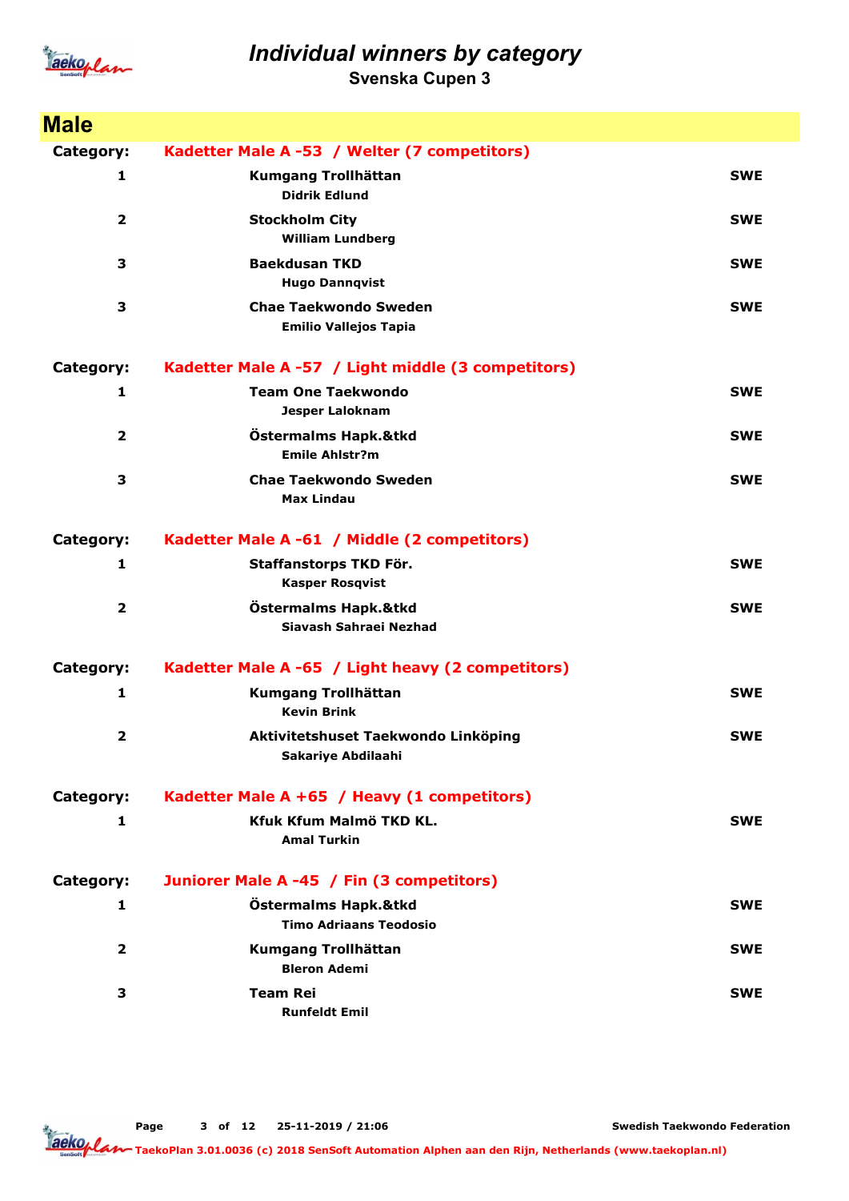# Individual winners by category

## Svenska Cupen 3

## Male

**Category:** Kadetter Male A -53 / Welter (7 competitors)

| | | |
|---|---|---|
| 1 | **Kumgang Trollhättan**<br>Didrik Edlund | SWE |
| 2 | **Stockholm City**<br>William Lundberg | SWE |
| 3 | **Baekdusan TKD**<br>Hugo Dannqvist | SWE |
| 3 | **Chae Taekwondo Sweden**<br>Emilio Vallejos Tapia | SWE |

**Category:** Kadetter Male A -57 / Light middle (3 competitors)

| | | |
|---|---|---|
| 1 | **Team One Taekwondo**<br>Jesper Laloknam | SWE |
| 2 | **Östermalms Hapk.&tkd**<br>Emile Ahlstr?m | SWE |
| 3 | **Chae Taekwondo Sweden**<br>Max Lindau | SWE |

**Category:** Kadetter Male A -61 / Middle (2 competitors)

| | | |
|---|---|---|
| 1 | **Staffanstorps TKD För.**<br>Kasper Rosqvist | SWE |
| 2 | **Östermalms Hapk.&tkd**<br>Siavash Sahraei Nezhad | SWE |

**Category:** Kadetter Male A -65 / Light heavy (2 competitors)

| | | |
|---|---|---|
| 1 | **Kumgang Trollhättan**<br>Kevin Brink | SWE |
| 2 | **Aktivitetshuset Taekwondo Linköping**<br>Sakariye Abdilaahi | SWE |

**Category:** Kadetter Male A +65 / Heavy (1 competitors)

| | | |
|---|---|---|
| 1 | **Kfuk Kfum Malmö TKD KL.**<br>Amal Turkin | SWE |

**Category:** Juniorer Male A -45 / Fin (3 competitors)

| | | |
|---|---|---|
| 1 | **Östermalms Hapk.&tkd**<br>Timo Adriaans Teodosio | SWE |
| 2 | **Kumgang Trollhättan**<br>Bleron Ademi | SWE |
| 3 | **Team Rei**<br>Runfeldt Emil | SWE |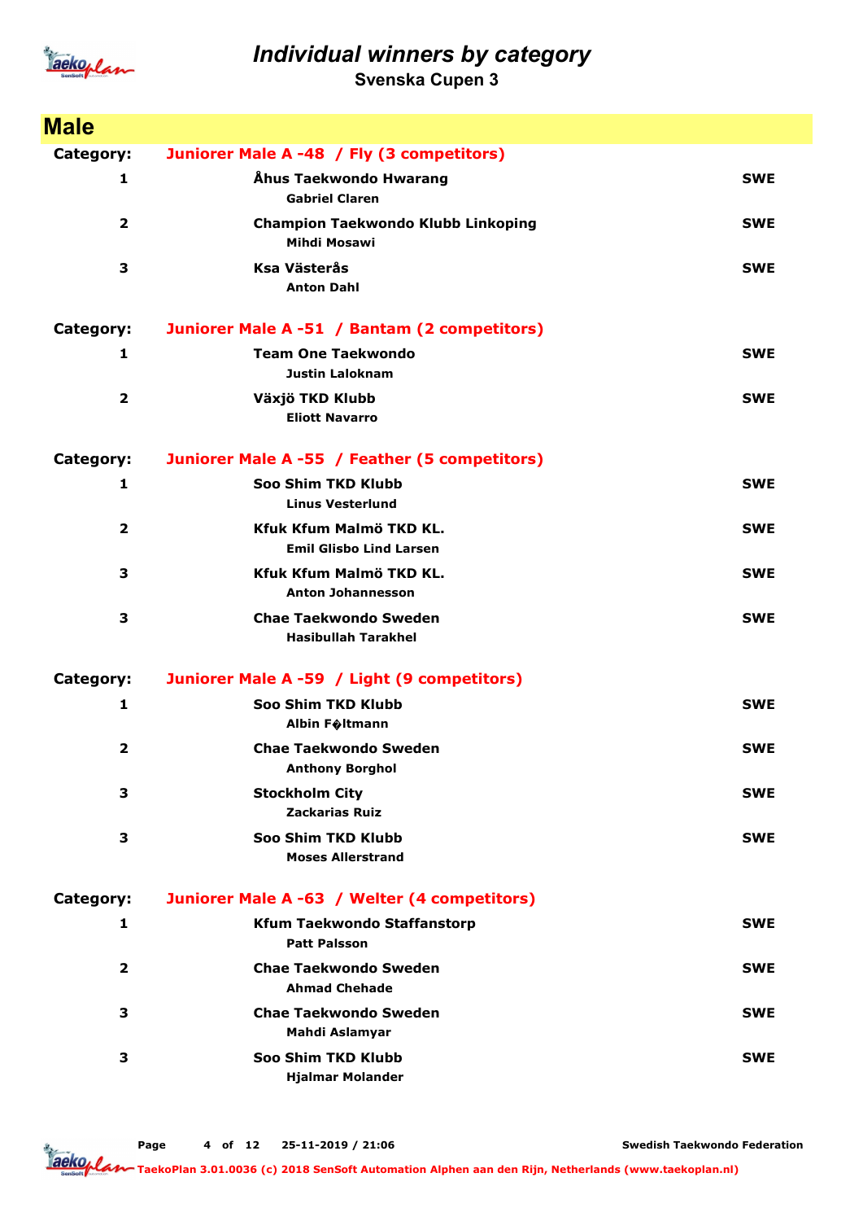# Individual winners by category

## Svenska Cupen 3

## Male

| Category: | Juniorer Male A -48 / Fly (3 competitors) | |
|---|---|---|
| 1 | **Åhus Taekwondo Hwarang**<br>Gabriel Claren | SWE |
| 2 | **Champion Taekwondo Klubb Linkoping**<br>Mihdi Mosawi | SWE |
| 3 | **Ksa Västerås**<br>Anton Dahl | SWE |

| Category: | Juniorer Male A -51 / Bantam (2 competitors) | |
|---|---|---|
| 1 | **Team One Taekwondo**<br>Justin Laloknam | SWE |
| 2 | **Växjö TKD Klubb**<br>Eliott Navarro | SWE |

| Category: | Juniorer Male A -55 / Feather (5 competitors) | |
|---|---|---|
| 1 | **Soo Shim TKD Klubb**<br>Linus Vesterlund | SWE |
| 2 | **Kfuk Kfum Malmö TKD KL.**<br>Emil Glisbo Lind Larsen | SWE |
| 3 | **Kfuk Kfum Malmö TKD KL.**<br>Anton Johannesson | SWE |
| 3 | **Chae Taekwondo Sweden**<br>Hasibullah Tarakhel | SWE |

| Category: | Juniorer Male A -59 / Light (9 competitors) | |
|---|---|---|
| 1 | **Soo Shim TKD Klubb**<br>Albin F�ltmann | SWE |
| 2 | **Chae Taekwondo Sweden**<br>Anthony Borghol | SWE |
| 3 | **Stockholm City**<br>Zackarias Ruiz | SWE |
| 3 | **Soo Shim TKD Klubb**<br>Moses Allerstrand | SWE |

| Category: | Juniorer Male A -63 / Welter (4 competitors) | |
|---|---|---|
| 1 | **Kfum Taekwondo Staffanstorp**<br>Patt Palsson | SWE |
| 2 | **Chae Taekwondo Sweden**<br>Ahmad Chehade | SWE |
| 3 | **Chae Taekwondo Sweden**<br>Mahdi Aslamyar | SWE |
| 3 | **Soo Shim TKD Klubb**<br>Hjalmar Molander | SWE |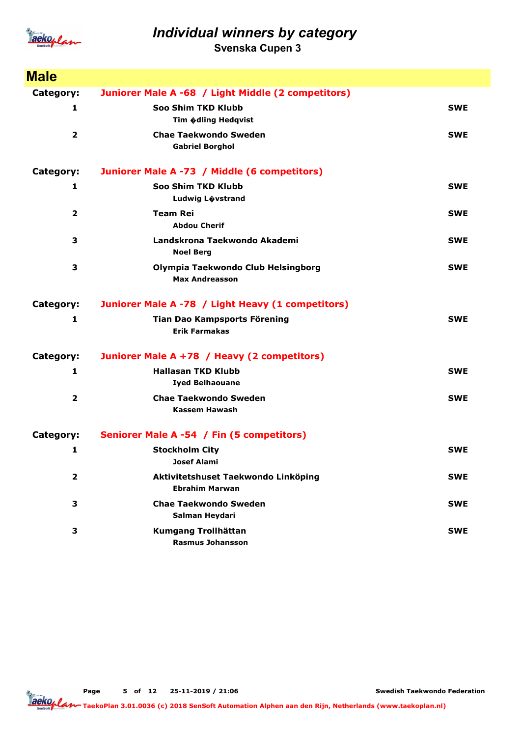# Individual winners by category

## Svenska Cupen 3

## Male

**Category:** Juniorer Male A -68 / Light Middle (2 competitors)

| Place | Club / Name | Country |
|---|---|---|
| 1 | **Soo Shim TKD Klubb**<br>Tim �dling Hedqvist | SWE |
| 2 | **Chae Taekwondo Sweden**<br>Gabriel Borghol | SWE |

**Category:** Juniorer Male A -73 / Middle (6 competitors)

| Place | Club / Name | Country |
|---|---|---|
| 1 | **Soo Shim TKD Klubb**<br>Ludwig L�vstrand | SWE |
| 2 | **Team Rei**<br>Abdou Cherif | SWE |
| 3 | **Landskrona Taekwondo Akademi**<br>Noel Berg | SWE |
| 3 | **Olympia Taekwondo Club Helsingborg**<br>Max Andreasson | SWE |

**Category:** Juniorer Male A -78 / Light Heavy (1 competitors)

| Place | Club / Name | Country |
|---|---|---|
| 1 | **Tian Dao Kampsports Förening**<br>Erik Farmakas | SWE |

**Category:** Juniorer Male A +78 / Heavy (2 competitors)

| Place | Club / Name | Country |
|---|---|---|
| 1 | **Hallasan TKD Klubb**<br>Iyed Belhaouane | SWE |
| 2 | **Chae Taekwondo Sweden**<br>Kassem Hawash | SWE |

**Category:** Seniorer Male A -54 / Fin (5 competitors)

| Place | Club / Name | Country |
|---|---|---|
| 1 | **Stockholm City**<br>Josef Alami | SWE |
| 2 | **Aktivitetshuset Taekwondo Linköping**<br>Ebrahim Marwan | SWE |
| 3 | **Chae Taekwondo Sweden**<br>Salman Heydari | SWE |
| 3 | **Kumgang Trollhättan**<br>Rasmus Johansson | SWE |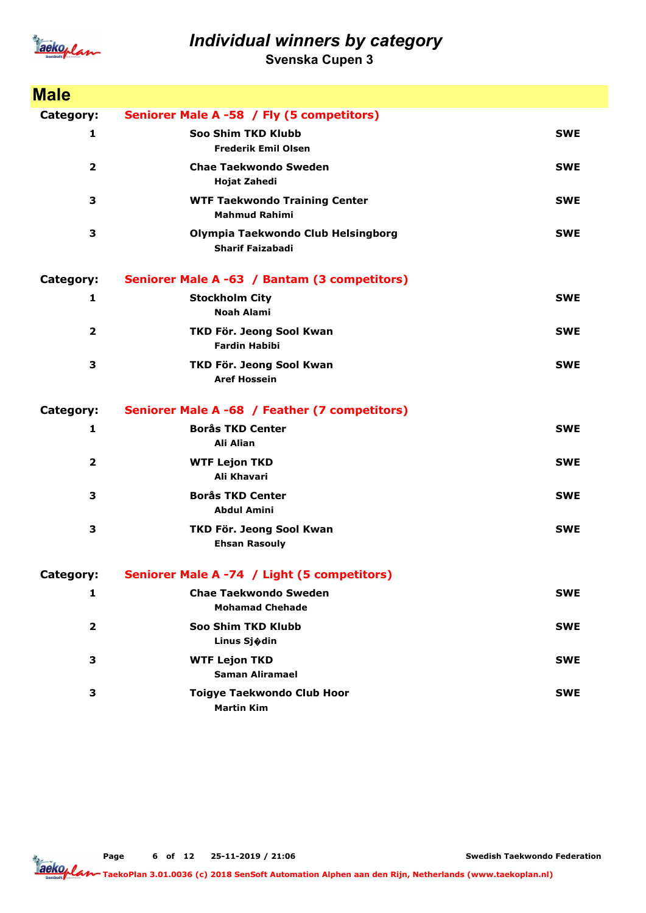# Individual winners by category

## Svenska Cupen 3

## Male

**Category:** Seniorer Male A -58 / Fly (5 competitors)

| Place | Club / Name | Country |
|---|---|---|
| 1 | **Soo Shim TKD Klubb**<br>Frederik Emil Olsen | SWE |
| 2 | **Chae Taekwondo Sweden**<br>Hojat Zahedi | SWE |
| 3 | **WTF Taekwondo Training Center**<br>Mahmud Rahimi | SWE |
| 3 | **Olympia Taekwondo Club Helsingborg**<br>Sharif Faizabadi | SWE |

**Category:** Seniorer Male A -63 / Bantam (3 competitors)

| Place | Club / Name | Country |
|---|---|---|
| 1 | **Stockholm City**<br>Noah Alami | SWE |
| 2 | **TKD För. Jeong Sool Kwan**<br>Fardin Habibi | SWE |
| 3 | **TKD För. Jeong Sool Kwan**<br>Aref Hossein | SWE |

**Category:** Seniorer Male A -68 / Feather (7 competitors)

| Place | Club / Name | Country |
|---|---|---|
| 1 | **Borås TKD Center**<br>Ali Alian | SWE |
| 2 | **WTF Lejon TKD**<br>Ali Khavari | SWE |
| 3 | **Borås TKD Center**<br>Abdul Amini | SWE |
| 3 | **TKD För. Jeong Sool Kwan**<br>Ehsan Rasouly | SWE |

**Category:** Seniorer Male A -74 / Light (5 competitors)

| Place | Club / Name | Country |
|---|---|---|
| 1 | **Chae Taekwondo Sweden**<br>Mohamad Chehade | SWE |
| 2 | **Soo Shim TKD Klubb**<br>Linus Sj�din | SWE |
| 3 | **WTF Lejon TKD**<br>Saman Aliramael | SWE |
| 3 | **Toigye Taekwondo Club Hoor**<br>Martin Kim | SWE |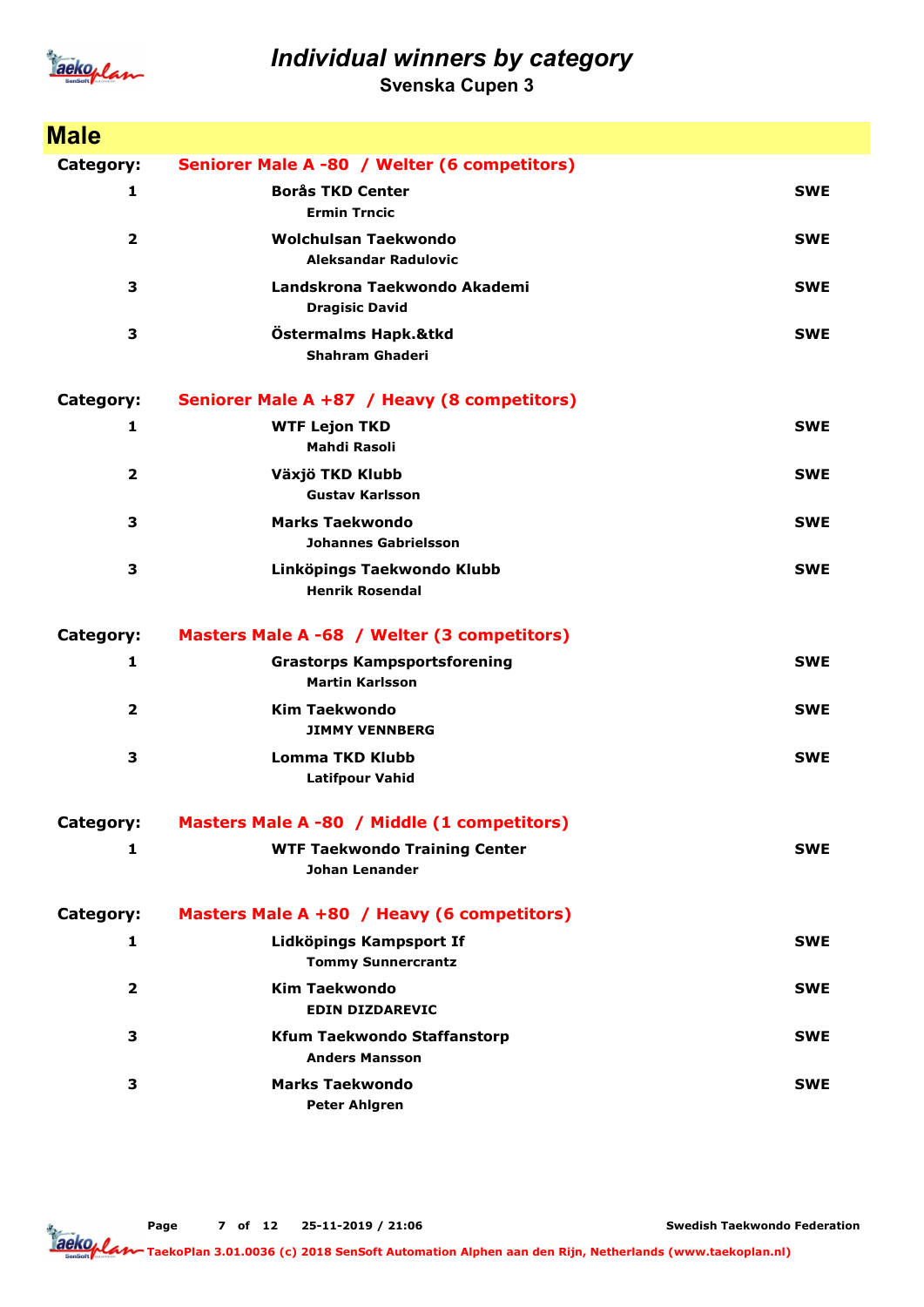# Individual winners by category

## Svenska Cupen 3

## Male

**Category:** Seniorer Male A -80 / Welter (6 competitors)

| Place | Club / Name | Country |
|---|---|---|
| 1 | **Borås TKD Center**<br>Ermin Trncic | SWE |
| 2 | **Wolchulsan Taekwondo**<br>Aleksandar Radulovic | SWE |
| 3 | **Landskrona Taekwondo Akademi**<br>Dragisic David | SWE |
| 3 | **Östermalms Hapk.&tkd**<br>Shahram Ghaderi | SWE |

**Category:** Seniorer Male A +87 / Heavy (8 competitors)

| Place | Club / Name | Country |
|---|---|---|
| 1 | **WTF Lejon TKD**<br>Mahdi Rasoli | SWE |
| 2 | **Växjö TKD Klubb**<br>Gustav Karlsson | SWE |
| 3 | **Marks Taekwondo**<br>Johannes Gabrielsson | SWE |
| 3 | **Linköpings Taekwondo Klubb**<br>Henrik Rosendal | SWE |

**Category:** Masters Male A -68 / Welter (3 competitors)

| Place | Club / Name | Country |
|---|---|---|
| 1 | **Grastorps Kampsportsforening**<br>Martin Karlsson | SWE |
| 2 | **Kim Taekwondo**<br>JIMMY VENNBERG | SWE |
| 3 | **Lomma TKD Klubb**<br>Latifpour Vahid | SWE |

**Category:** Masters Male A -80 / Middle (1 competitors)

| Place | Club / Name | Country |
|---|---|---|
| 1 | **WTF Taekwondo Training Center**<br>Johan Lenander | SWE |

**Category:** Masters Male A +80 / Heavy (6 competitors)

| Place | Club / Name | Country |
|---|---|---|
| 1 | **Lidköpings Kampsport If**<br>Tommy Sunnercrantz | SWE |
| 2 | **Kim Taekwondo**<br>EDIN DIZDAREVIC | SWE |
| 3 | **Kfum Taekwondo Staffanstorp**<br>Anders Mansson | SWE |
| 3 | **Marks Taekwondo**<br>Peter Ahlgren | SWE |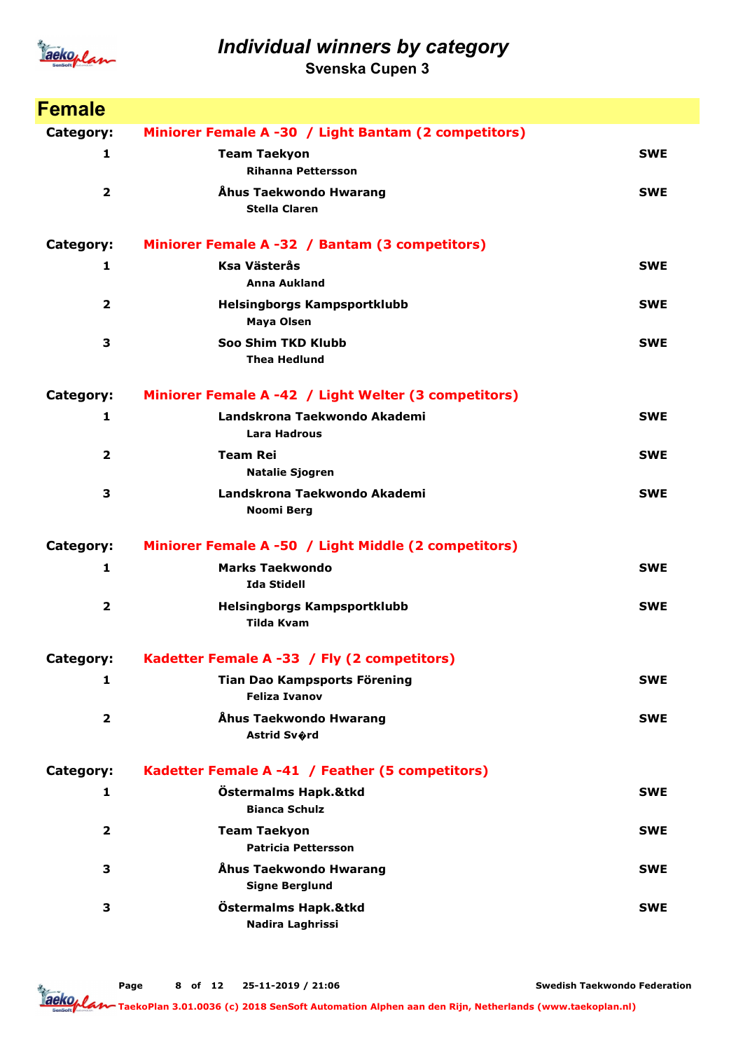# Individual winners by category

## Svenska Cupen 3

## Female

**Category:** Miniorer Female A -30 / Light Bantam (2 competitors)

| | | |
|---|---|---|
| 1 | **Team Taekyon**<br>Rihanna Pettersson | SWE |
| 2 | **Åhus Taekwondo Hwarang**<br>Stella Claren | SWE |

**Category:** Miniorer Female A -32 / Bantam (3 competitors)

| | | |
|---|---|---|
| 1 | **Ksa Västerås**<br>Anna Aukland | SWE |
| 2 | **Helsingborgs Kampsportklubb**<br>Maya Olsen | SWE |
| 3 | **Soo Shim TKD Klubb**<br>Thea Hedlund | SWE |

**Category:** Miniorer Female A -42 / Light Welter (3 competitors)

| | | |
|---|---|---|
| 1 | **Landskrona Taekwondo Akademi**<br>Lara Hadrous | SWE |
| 2 | **Team Rei**<br>Natalie Sjogren | SWE |
| 3 | **Landskrona Taekwondo Akademi**<br>Noomi Berg | SWE |

**Category:** Miniorer Female A -50 / Light Middle (2 competitors)

| | | |
|---|---|---|
| 1 | **Marks Taekwondo**<br>Ida Stidell | SWE |
| 2 | **Helsingborgs Kampsportklubb**<br>Tilda Kvam | SWE |

**Category:** Kadetter Female A -33 / Fly (2 competitors)

| | | |
|---|---|---|
| 1 | **Tian Dao Kampsports Förening**<br>Feliza Ivanov | SWE |
| 2 | **Åhus Taekwondo Hwarang**<br>Astrid Sv�rd | SWE |

**Category:** Kadetter Female A -41 / Feather (5 competitors)

| | | |
|---|---|---|
| 1 | **Östermalms Hapk.&tkd**<br>Bianca Schulz | SWE |
| 2 | **Team Taekyon**<br>Patricia Pettersson | SWE |
| 3 | **Åhus Taekwondo Hwarang**<br>Signe Berglund | SWE |
| 3 | **Östermalms Hapk.&tkd**<br>Nadira Laghrissi | SWE |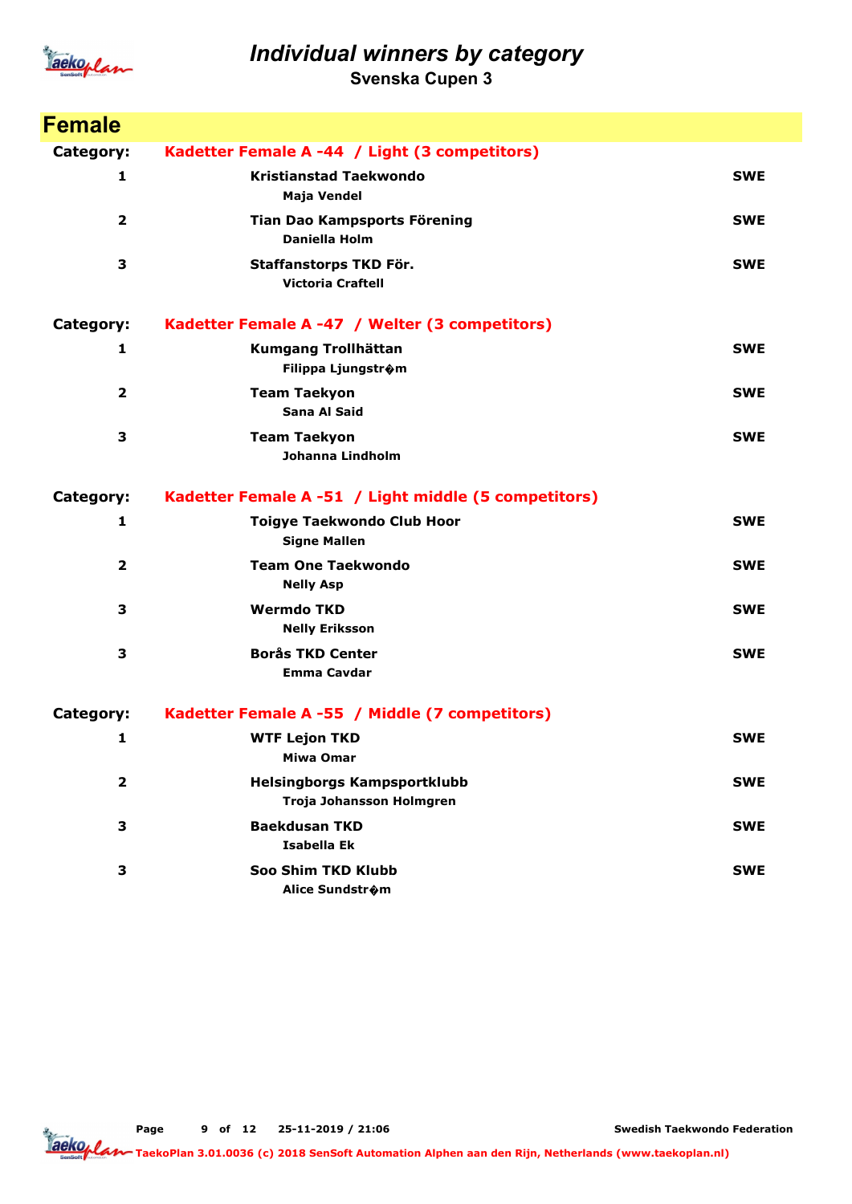# Individual winners by category

## Svenska Cupen 3

## Female

**Category:** Kadetter Female A -44 / Light (3 competitors)

| Place | Club / Name | Country |
|---|---|---|
| 1 | **Kristianstad Taekwondo**<br>Maja Vendel | SWE |
| 2 | **Tian Dao Kampsports Förening**<br>Daniella Holm | SWE |
| 3 | **Staffanstorps TKD För.**<br>Victoria Craftell | SWE |

**Category:** Kadetter Female A -47 / Welter (3 competitors)

| Place | Club / Name | Country |
|---|---|---|
| 1 | **Kumgang Trollhättan**<br>Filippa Ljungstr�m | SWE |
| 2 | **Team Taekyon**<br>Sana Al Said | SWE |
| 3 | **Team Taekyon**<br>Johanna Lindholm | SWE |

**Category:** Kadetter Female A -51 / Light middle (5 competitors)

| Place | Club / Name | Country |
|---|---|---|
| 1 | **Toigye Taekwondo Club Hoor**<br>Signe Mallen | SWE |
| 2 | **Team One Taekwondo**<br>Nelly Asp | SWE |
| 3 | **Wermdo TKD**<br>Nelly Eriksson | SWE |
| 3 | **Borås TKD Center**<br>Emma Cavdar | SWE |

**Category:** Kadetter Female A -55 / Middle (7 competitors)

| Place | Club / Name | Country |
|---|---|---|
| 1 | **WTF Lejon TKD**<br>Miwa Omar | SWE |
| 2 | **Helsingborgs Kampsportklubb**<br>Troja Johansson Holmgren | SWE |
| 3 | **Baekdusan TKD**<br>Isabella Ek | SWE |
| 3 | **Soo Shim TKD Klubb**<br>Alice Sundstr�m | SWE |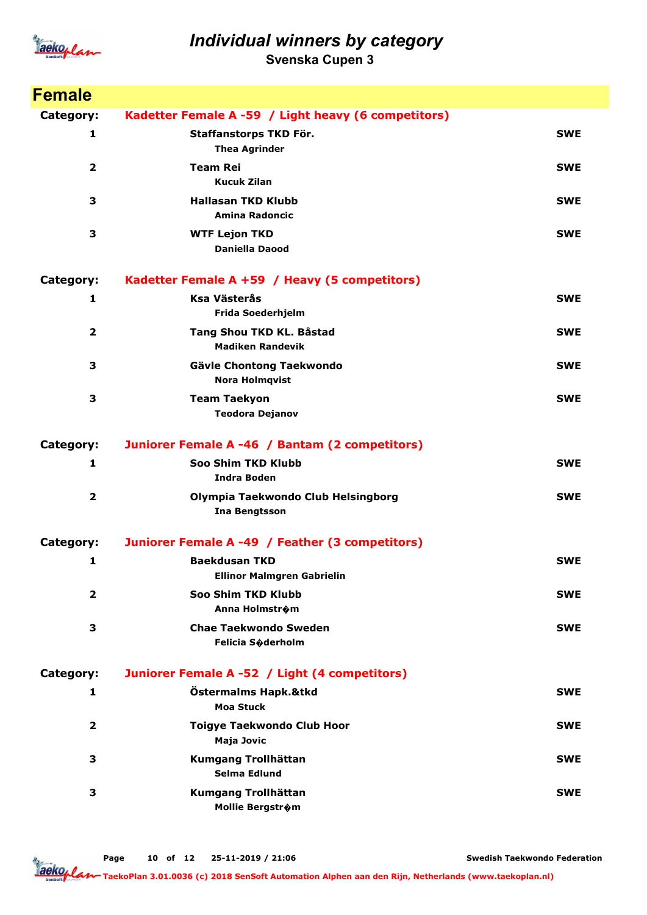# Individual winners by category

## Svenska Cupen 3

## Female

**Category:** Kadetter Female A -59 / Light heavy (6 competitors)

| Place | Club / Name | Country |
|---|---|---|
| 1 | Staffanstorps TKD För.<br>Thea Agrinder | SWE |
| 2 | Team Rei<br>Kucuk Zilan | SWE |
| 3 | Hallasan TKD Klubb<br>Amina Radoncic | SWE |
| 3 | WTF Lejon TKD<br>Daniella Daood | SWE |

**Category:** Kadetter Female A +59 / Heavy (5 competitors)

| Place | Club / Name | Country |
|---|---|---|
| 1 | Ksa Västerås<br>Frida Soederhjelm | SWE |
| 2 | Tang Shou TKD KL. Båstad<br>Madiken Randevik | SWE |
| 3 | Gävle Chontong Taekwondo<br>Nora Holmqvist | SWE |
| 3 | Team Taekyon<br>Teodora Dejanov | SWE |

**Category:** Juniorer Female A -46 / Bantam (2 competitors)

| Place | Club / Name | Country |
|---|---|---|
| 1 | Soo Shim TKD Klubb<br>Indra Boden | SWE |
| 2 | Olympia Taekwondo Club Helsingborg<br>Ina Bengtsson | SWE |

**Category:** Juniorer Female A -49 / Feather (3 competitors)

| Place | Club / Name | Country |
|---|---|---|
| 1 | Baekdusan TKD<br>Ellinor Malmgren Gabrielin | SWE |
| 2 | Soo Shim TKD Klubb<br>Anna Holmstr�m | SWE |
| 3 | Chae Taekwondo Sweden<br>Felicia S�derholm | SWE |

**Category:** Juniorer Female A -52 / Light (4 competitors)

| Place | Club / Name | Country |
|---|---|---|
| 1 | Östermalms Hapk.&tkd<br>Moa Stuck | SWE |
| 2 | Toigye Taekwondo Club Hoor<br>Maja Jovic | SWE |
| 3 | Kumgang Trollhättan<br>Selma Edlund | SWE |
| 3 | Kumgang Trollhättan<br>Mollie Bergstr�m | SWE |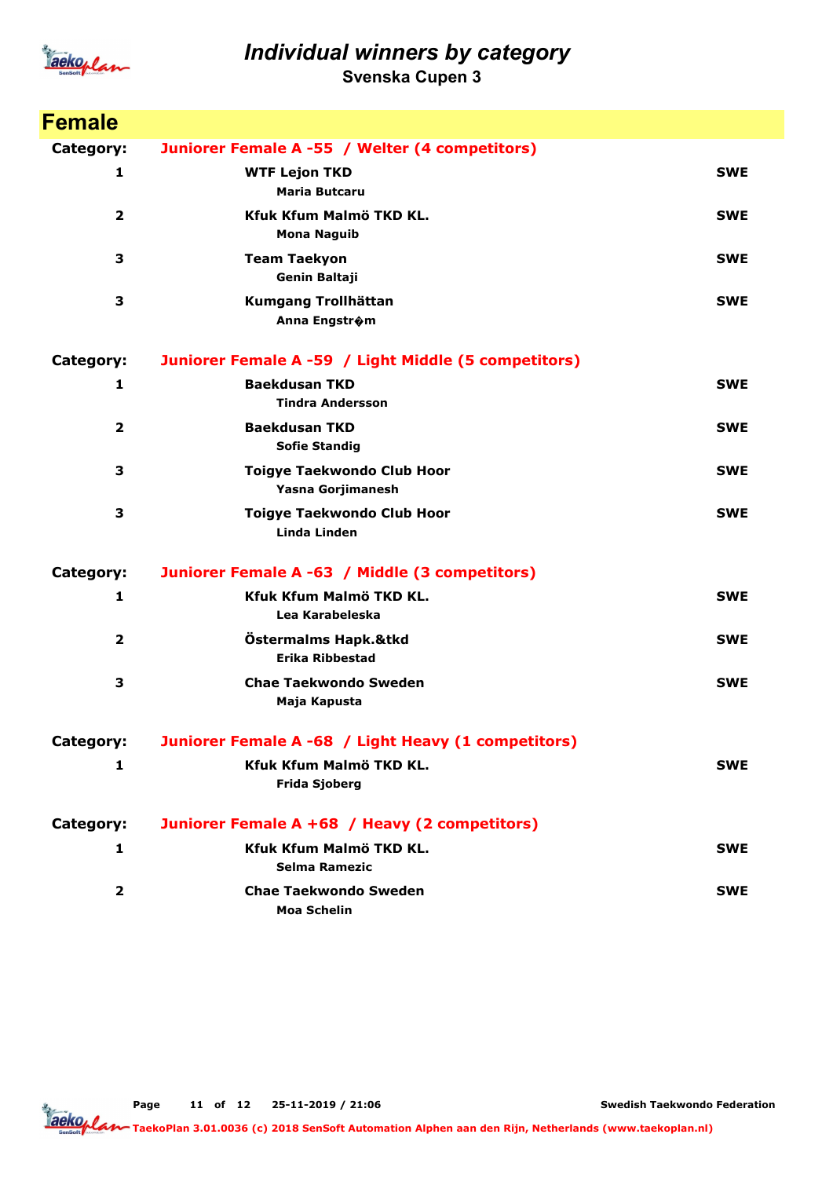# Individual winners by category

Svenska Cupen 3

## Female

**Category:** Juniorer Female A -55 / Welter (4 competitors)

| Place | Club / Name | Country |
|---|---|---|
| 1 | WTF Lejon TKD<br>Maria Butcaru | SWE |
| 2 | Kfuk Kfum Malmö TKD KL.<br>Mona Naguib | SWE |
| 3 | Team Taekyon<br>Genin Baltaji | SWE |
| 3 | Kumgang Trollhättan<br>Anna Engstr�m | SWE |

**Category:** Juniorer Female A -59 / Light Middle (5 competitors)

| Place | Club / Name | Country |
|---|---|---|
| 1 | Baekdusan TKD<br>Tindra Andersson | SWE |
| 2 | Baekdusan TKD<br>Sofie Standig | SWE |
| 3 | Toigye Taekwondo Club Hoor<br>Yasna Gorjimanesh | SWE |
| 3 | Toigye Taekwondo Club Hoor<br>Linda Linden | SWE |

**Category:** Juniorer Female A -63 / Middle (3 competitors)

| Place | Club / Name | Country |
|---|---|---|
| 1 | Kfuk Kfum Malmö TKD KL.<br>Lea Karabeleska | SWE |
| 2 | Östermalms Hapk.&tkd<br>Erika Ribbestad | SWE |
| 3 | Chae Taekwondo Sweden<br>Maja Kapusta | SWE |

**Category:** Juniorer Female A -68 / Light Heavy (1 competitors)

| Place | Club / Name | Country |
|---|---|---|
| 1 | Kfuk Kfum Malmö TKD KL.<br>Frida Sjoberg | SWE |

**Category:** Juniorer Female A +68 / Heavy (2 competitors)

| Place | Club / Name | Country |
|---|---|---|
| 1 | Kfuk Kfum Malmö TKD KL.<br>Selma Ramezic | SWE |
| 2 | Chae Taekwondo Sweden<br>Moa Schelin | SWE |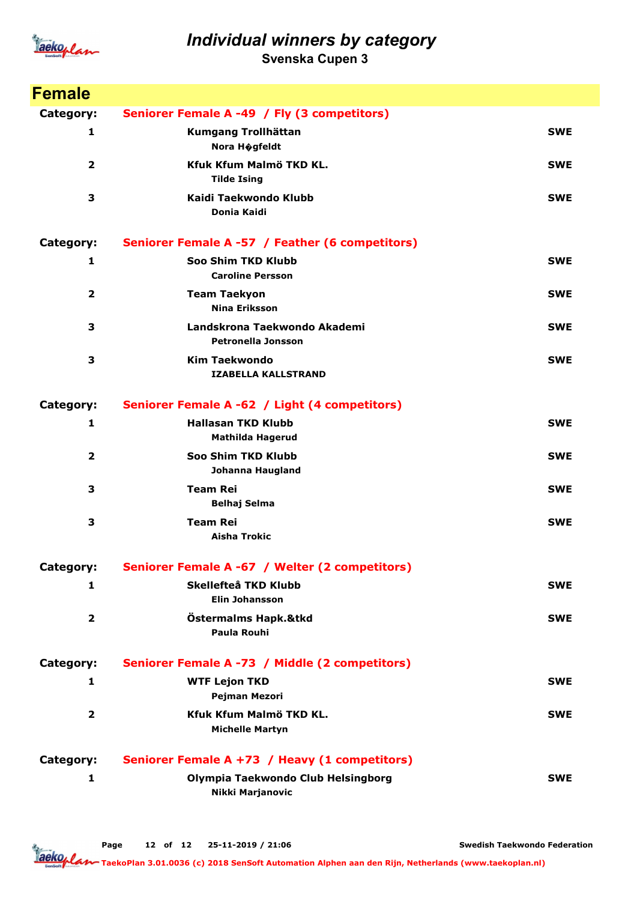# Individual winners by category

## Svenska Cupen 3

## Female

**Category:** Seniorer Female A -49 / Fly (3 competitors)

| | | |
|---|---|---|
| 1 | **Kumgang Trollhättan**<br>Nora H�gfeldt | SWE |
| 2 | **Kfuk Kfum Malmö TKD KL.**<br>Tilde Ising | SWE |
| 3 | **Kaidi Taekwondo Klubb**<br>Donia Kaidi | SWE |

**Category:** Seniorer Female A -57 / Feather (6 competitors)

| | | |
|---|---|---|
| 1 | **Soo Shim TKD Klubb**<br>Caroline Persson | SWE |
| 2 | **Team Taekyon**<br>Nina Eriksson | SWE |
| 3 | **Landskrona Taekwondo Akademi**<br>Petronella Jonsson | SWE |
| 3 | **Kim Taekwondo**<br>IZABELLA KALLSTRAND | SWE |

**Category:** Seniorer Female A -62 / Light (4 competitors)

| | | |
|---|---|---|
| 1 | **Hallasan TKD Klubb**<br>Mathilda Hagerud | SWE |
| 2 | **Soo Shim TKD Klubb**<br>Johanna Haugland | SWE |
| 3 | **Team Rei**<br>Belhaj Selma | SWE |
| 3 | **Team Rei**<br>Aisha Trokic | SWE |

**Category:** Seniorer Female A -67 / Welter (2 competitors)

| | | |
|---|---|---|
| 1 | **Skellefteå TKD Klubb**<br>Elin Johansson | SWE |
| 2 | **Östermalms Hapk.&tkd**<br>Paula Rouhi | SWE |

**Category:** Seniorer Female A -73 / Middle (2 competitors)

| | | |
|---|---|---|
| 1 | **WTF Lejon TKD**<br>Pejman Mezori | SWE |
| 2 | **Kfuk Kfum Malmö TKD KL.**<br>Michelle Martyn | SWE |

**Category:** Seniorer Female A +73 / Heavy (1 competitors)

| | | |
|---|---|---|
| 1 | **Olympia Taekwondo Club Helsingborg**<br>Nikki Marjanovic | SWE |